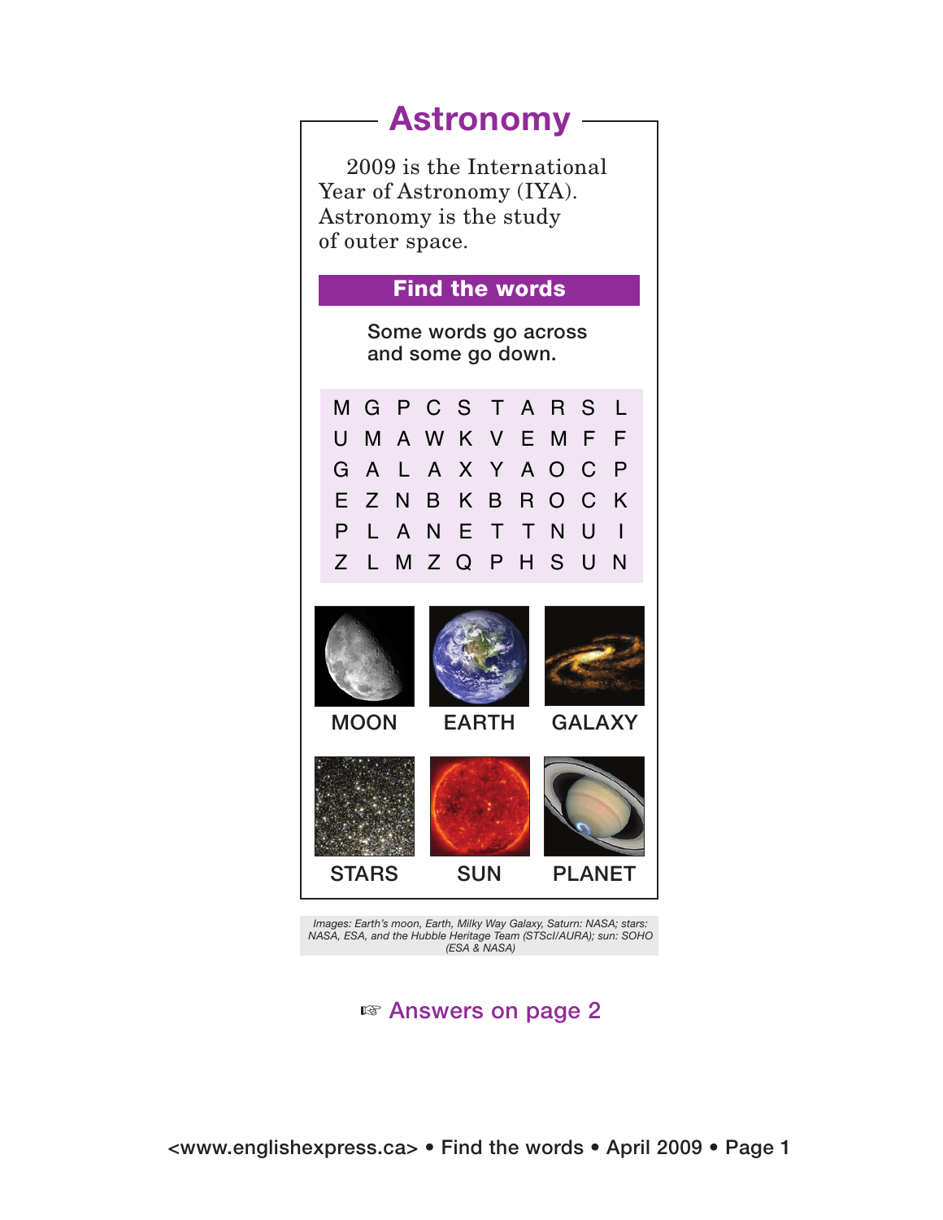# Astronomy

2009 is the International Year of Astronomy (IYA). Astronomy is the study of outer space.

## Find the words

Some words go across and some go down.

| | | | | | | | | | |
|---|---|---|---|---|---|---|---|---|---|
| M | G | P | C | S | T | A | R | S | L |
| U | M | A | W | K | V | E | M | F | F |
| G | A | L | A | X | Y | A | O | C | P |
| E | Z | N | B | K | B | R | O | C | K |
| P | L | A | N | E | T | T | N | U | I |
| Z | L | M | Z | Q | P | H | S | U | N |

MOON

EARTH

GALAXY

STARS

SUN

PLANET

*Images: Earth's moon, Earth, Milky Way Galaxy, Saturn: NASA; stars: NASA, ESA, and the Hubble Heritage Team (STScI/AURA); sun: SOHO (ESA & NASA)*

☞ Answers on page 2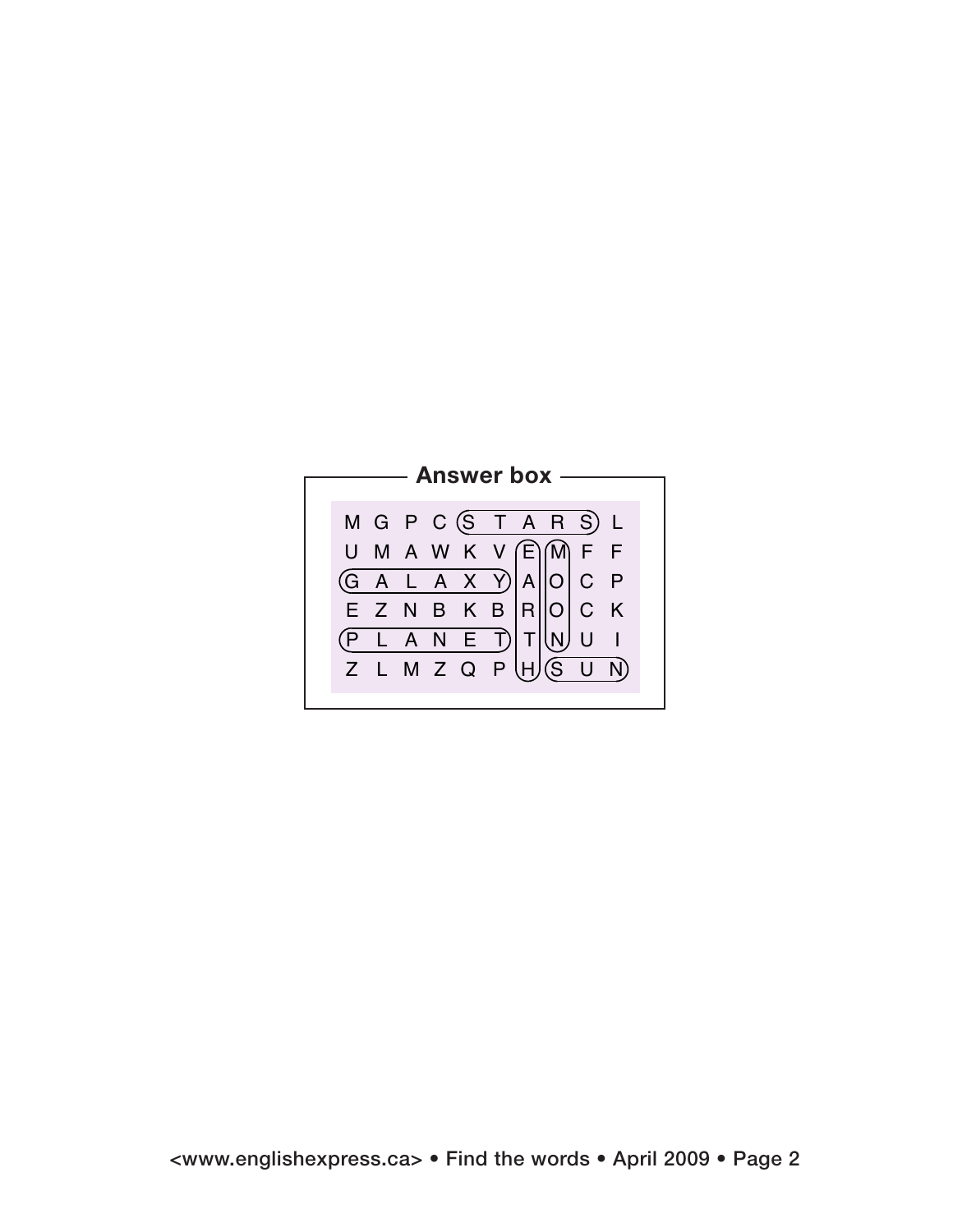## Answer box

| | | | | | | | | | | |
|---|---|---|---|---|---|---|---|---|---|---|
| M | G | P | C | S | T | A | R | S | L | |
| U | M | A | W | K | V | E | M | F | F | |
| G | A | L | A | X | Y | A | O | C | P | |
| E | Z | N | B | K | B | R | O | C | K | |
| P | L | A | N | E | T | T | N | U | I | |
| Z | L | M | Z | Q | P | H | S | U | N | |